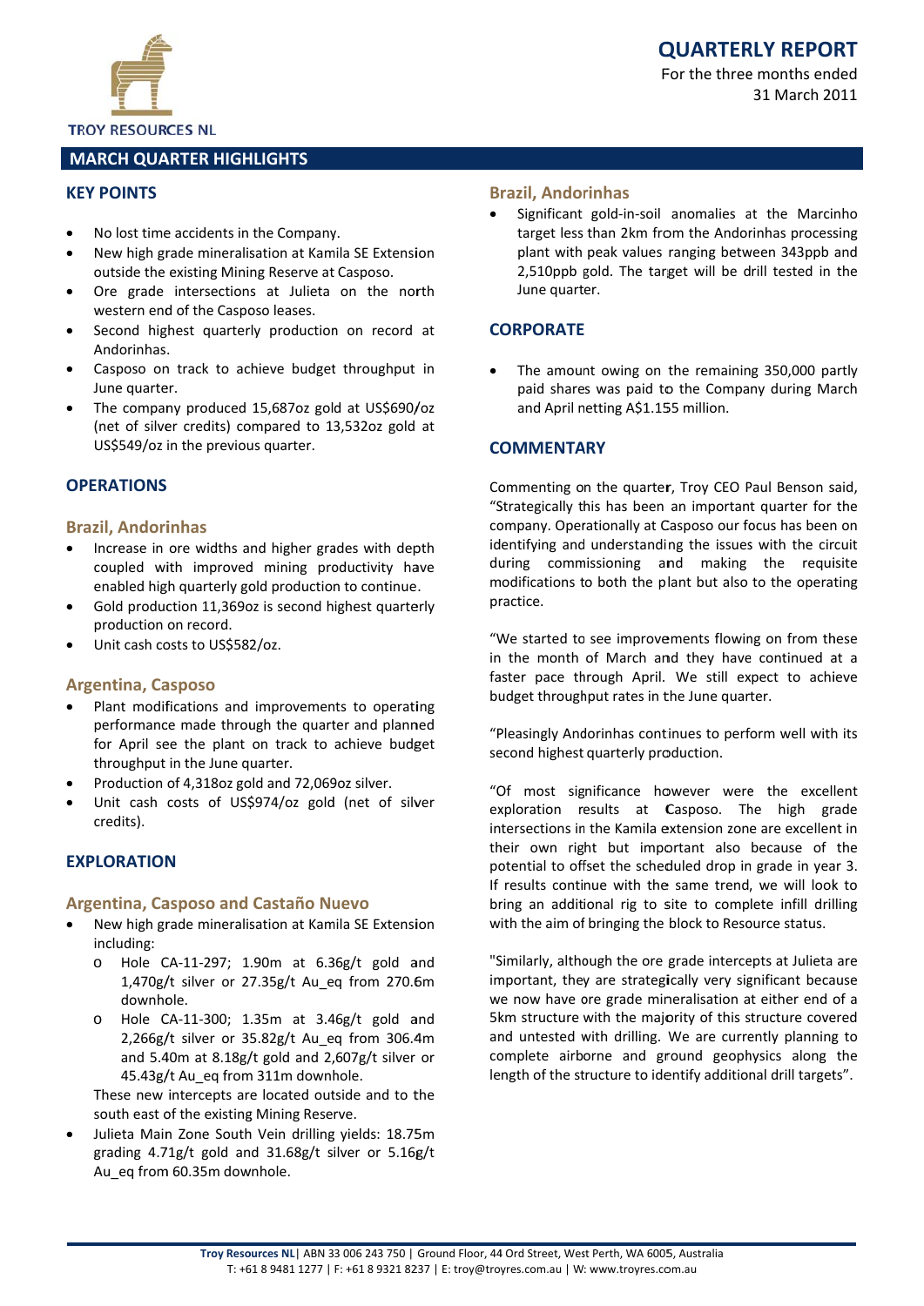TROY RESOURCES NL

# QUARTERLY REPORT

For the three months ended
31 March 2011

## MARCH QUARTER HIGHLIGHTS

### KEY POINTS

- No lost time accidents in the Company.
- New high grade mineralisation at Kamila SE Extension outside the existing Mining Reserve at Casposo.
- Ore grade intersections at Julieta on the north western end of the Casposo leases.
- Second highest quarterly production on record at Andorinhas.
- Casposo on track to achieve budget throughput in June quarter.
- The company produced 15,687oz gold at US$690/oz (net of silver credits) compared to 13,532oz gold at US$549/oz in the previous quarter.

### OPERATIONS

#### Brazil, Andorinhas

- Increase in ore widths and higher grades with depth coupled with improved mining productivity have enabled high quarterly gold production to continue.
- Gold production 11,369oz is second highest quarterly production on record.
- Unit cash costs to US$582/oz.

#### Argentina, Casposo

- Plant modifications and improvements to operating performance made through the quarter and planned for April see the plant on track to achieve budget throughput in the June quarter.
- Production of 4,318oz gold and 72,069oz silver.
- Unit cash costs of US$974/oz gold (net of silver credits).

### EXPLORATION

#### Argentina, Casposo and Castaño Nuevo

- New high grade mineralisation at Kamila SE Extension including:
  - Hole CA-11-297; 1.90m at 6.36g/t gold and 1,470g/t silver or 27.35g/t Au_eq from 270.6m downhole.
  - Hole CA-11-300; 1.35m at 3.46g/t gold and 2,266g/t silver or 35.82g/t Au_eq from 306.4m and 5.40m at 8.18g/t gold and 2,607g/t silver or 45.43g/t Au_eq from 311m downhole.

  These new intercepts are located outside and to the south east of the existing Mining Reserve.
- Julieta Main Zone South Vein drilling yields: 18.75m grading 4.71g/t gold and 31.68g/t silver or 5.16g/t Au_eq from 60.35m downhole.

#### Brazil, Andorinhas

- Significant gold-in-soil anomalies at the Marcinho target less than 2km from the Andorinhas processing plant with peak values ranging between 343ppb and 2,510ppb gold. The target will be drill tested in the June quarter.

### CORPORATE

- The amount owing on the remaining 350,000 partly paid shares was paid to the Company during March and April netting A$1.155 million.

### COMMENTARY

Commenting on the quarter, Troy CEO Paul Benson said, "Strategically this has been an important quarter for the company. Operationally at Casposo our focus has been on identifying and understanding the issues with the circuit during commissioning and making the requisite modifications to both the plant but also to the operating practice.

"We started to see improvements flowing on from these in the month of March and they have continued at a faster pace through April. We still expect to achieve budget throughput rates in the June quarter.

"Pleasingly Andorinhas continues to perform well with its second highest quarterly production.

"Of most significance however were the excellent exploration results at Casposo. The high grade intersections in the Kamila extension zone are excellent in their own right but important also because of the potential to offset the scheduled drop in grade in year 3. If results continue with the same trend, we will look to bring an additional rig to site to complete infill drilling with the aim of bringing the block to Resource status.

"Similarly, although the ore grade intercepts at Julieta are important, they are strategically very significant because we now have ore grade mineralisation at either end of a 5km structure with the majority of this structure covered and untested with drilling. We are currently planning to complete airborne and ground geophysics along the length of the structure to identify additional drill targets".

**Troy Resources NL** | ABN 33 006 243 750 | Ground Floor, 44 Ord Street, West Perth, WA 6005, Australia
T: +61 8 9481 1277 | F: +61 8 9321 8237 | E: troy@troyres.com.au | W: www.troyres.com.au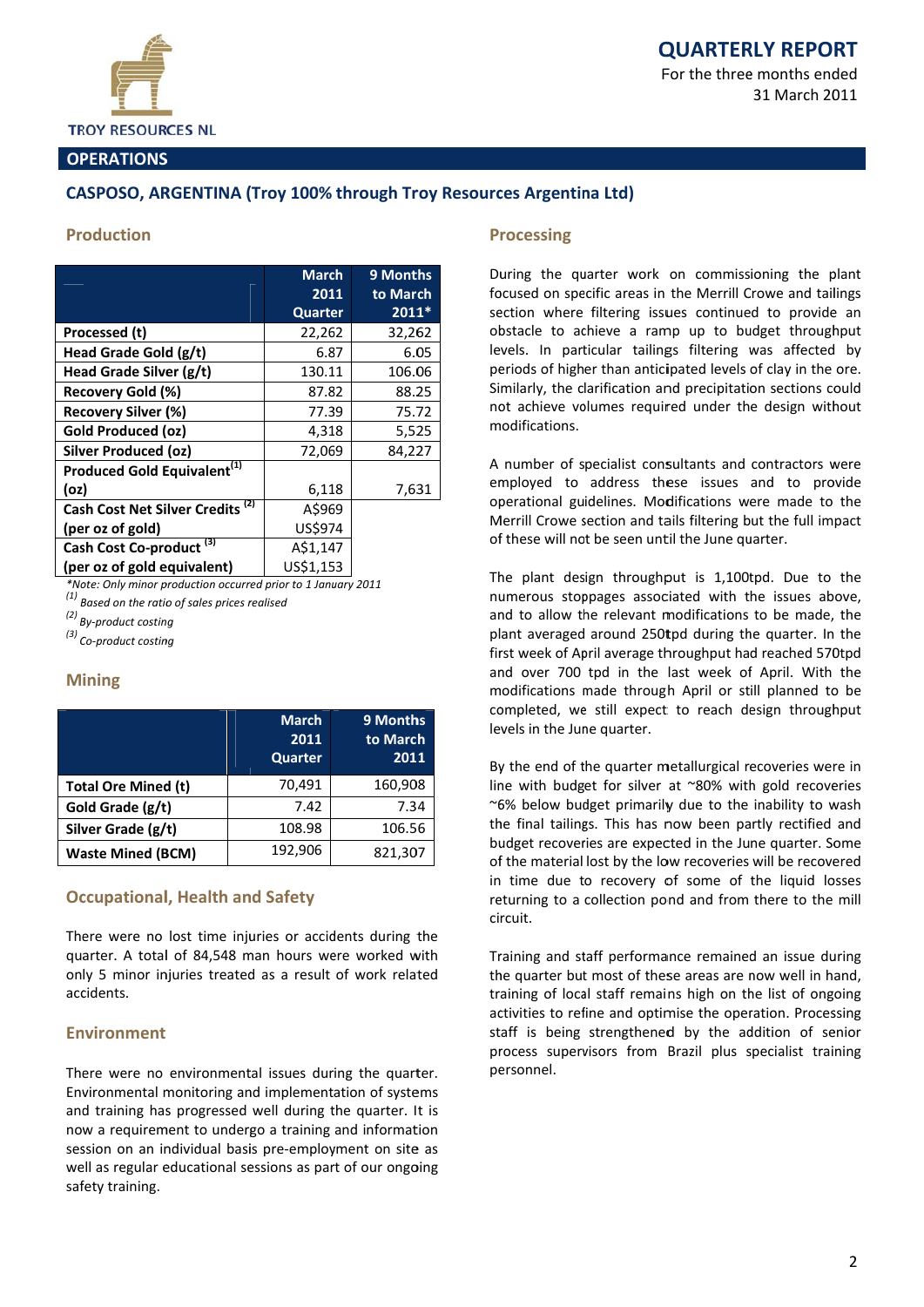# QUARTERLY REPORT

For the three months ended 31 March 2011

## OPERATIONS

### CASPOSO, ARGENTINA (Troy 100% through Troy Resources Argentina Ltd)

#### Production

| | March 2011 Quarter | 9 Months to March 2011* |
|---|---|---|
| **Processed (t)** | 22,262 | 32,262 |
| **Head Grade Gold (g/t)** | 6.87 | 6.05 |
| **Head Grade Silver (g/t)** | 130.11 | 106.06 |
| **Recovery Gold (%)** | 87.82 | 88.25 |
| **Recovery Silver (%)** | 77.39 | 75.72 |
| **Gold Produced (oz)** | 4,318 | 5,525 |
| **Silver Produced (oz)** | 72,069 | 84,227 |
| **Produced Gold Equivalent[(1)] (oz)** | 6,118 | 7,631 |
| **Cash Cost Net Silver Credits [(2)] (per oz of gold)** | A$969 US$974 | |
| **Cash Cost Co-product [(3)] (per oz of gold equivalent)** | A$1,147 US$1,153 | |

*\*Note: Only minor production occurred prior to 1 January 2011*

*(1) Based on the ratio of sales prices realised*

*(2) By-product costing*

*(3) Co-product costing*

#### Mining

| | March 2011 Quarter | 9 Months to March 2011 |
|---|---|---|
| **Total Ore Mined (t)** | 70,491 | 160,908 |
| **Gold Grade (g/t)** | 7.42 | 7.34 |
| **Silver Grade (g/t)** | 108.98 | 106.56 |
| **Waste Mined (BCM)** | 192,906 | 821,307 |

#### Occupational, Health and Safety

There were no lost time injuries or accidents during the quarter. A total of 84,548 man hours were worked with only 5 minor injuries treated as a result of work related accidents.

#### Environment

There were no environmental issues during the quarter. Environmental monitoring and implementation of systems and training has progressed well during the quarter. It is now a requirement to undergo a training and information session on an individual basis pre-employment on site as well as regular educational sessions as part of our ongoing safety training.

#### Processing

During the quarter work on commissioning the plant focused on specific areas in the Merrill Crowe and tailings section where filtering issues continued to provide an obstacle to achieve a ramp up to budget throughput levels. In particular tailings filtering was affected by periods of higher than anticipated levels of clay in the ore. Similarly, the clarification and precipitation sections could not achieve volumes required under the design without modifications.

A number of specialist consultants and contractors were employed to address these issues and to provide operational guidelines. Modifications were made to the Merrill Crowe section and tails filtering but the full impact of these will not be seen until the June quarter.

The plant design throughput is 1,100tpd. Due to the numerous stoppages associated with the issues above, and to allow the relevant modifications to be made, the plant averaged around 250tpd during the quarter. In the first week of April average throughput had reached 570tpd and over 700 tpd in the last week of April. With the modifications made through April or still planned to be completed, we still expect to reach design throughput levels in the June quarter.

By the end of the quarter metallurgical recoveries were in line with budget for silver at ~80% with gold recoveries ~6% below budget primarily due to the inability to wash the final tailings. This has now been partly rectified and budget recoveries are expected in the June quarter. Some of the material lost by the low recoveries will be recovered in time due to recovery of some of the liquid losses returning to a collection pond and from there to the mill circuit.

Training and staff performance remained an issue during the quarter but most of these areas are now well in hand, training of local staff remains high on the list of ongoing activities to refine and optimise the operation. Processing staff is being strengthened by the addition of senior process supervisors from Brazil plus specialist training personnel.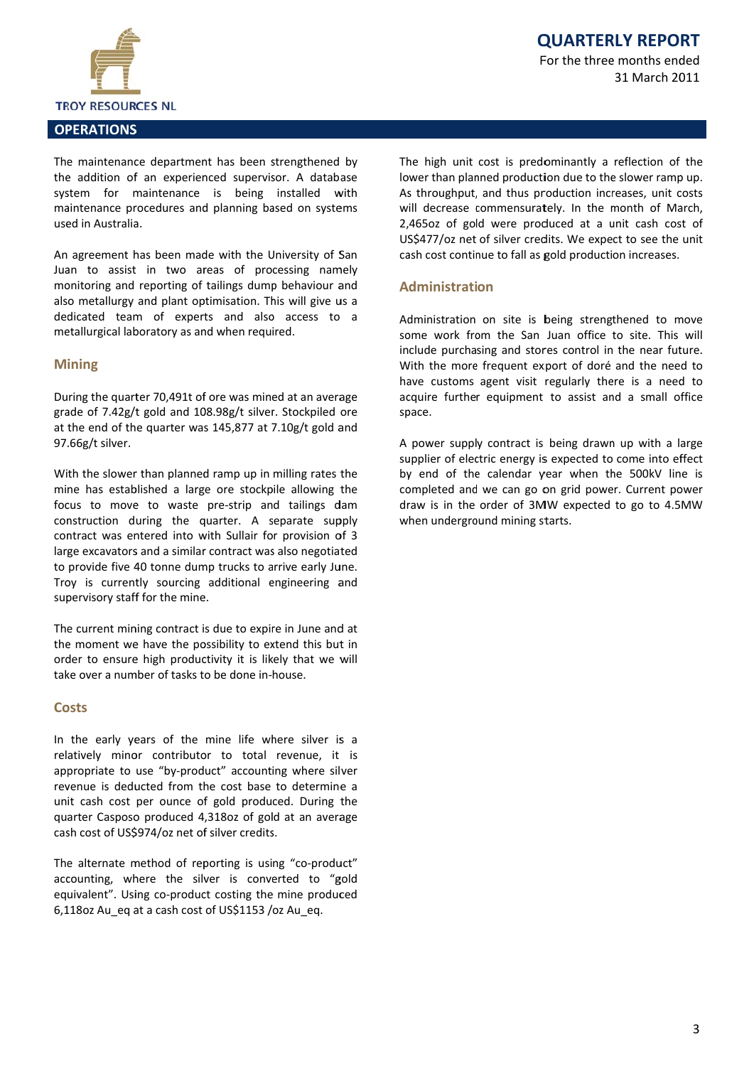## OPERATIONS

The maintenance department has been strengthened by the addition of an experienced supervisor. A database system for maintenance is being installed with maintenance procedures and planning based on systems used in Australia.

An agreement has been made with the University of San Juan to assist in two areas of processing namely monitoring and reporting of tailings dump behaviour and also metallurgy and plant optimisation. This will give us a dedicated team of experts and also access to a metallurgical laboratory as and when required.

### Mining

During the quarter 70,491t of ore was mined at an average grade of 7.42g/t gold and 108.98g/t silver. Stockpiled ore at the end of the quarter was 145,877 at 7.10g/t gold and 97.66g/t silver.

With the slower than planned ramp up in milling rates the mine has established a large ore stockpile allowing the focus to move to waste pre-strip and tailings dam construction during the quarter. A separate supply contract was entered into with Sullair for provision of 3 large excavators and a similar contract was also negotiated to provide five 40 tonne dump trucks to arrive early June. Troy is currently sourcing additional engineering and supervisory staff for the mine.

The current mining contract is due to expire in June and at the moment we have the possibility to extend this but in order to ensure high productivity it is likely that we will take over a number of tasks to be done in-house.

### Costs

In the early years of the mine life where silver is a relatively minor contributor to total revenue, it is appropriate to use "by-product" accounting where silver revenue is deducted from the cost base to determine a unit cash cost per ounce of gold produced. During the quarter Casposo produced 4,318oz of gold at an average cash cost of US$974/oz net of silver credits.

The alternate method of reporting is using "co-product" accounting, where the silver is converted to "gold equivalent". Using co-product costing the mine produced 6,118oz Au_eq at a cash cost of US$1153 /oz Au_eq.

The high unit cost is predominantly a reflection of the lower than planned production due to the slower ramp up. As throughput, and thus production increases, unit costs will decrease commensurately. In the month of March, 2,465oz of gold were produced at a unit cash cost of US$477/oz net of silver credits. We expect to see the unit cash cost continue to fall as gold production increases.

### Administration

Administration on site is being strengthened to move some work from the San Juan office to site. This will include purchasing and stores control in the near future. With the more frequent export of doré and the need to have customs agent visit regularly there is a need to acquire further equipment to assist and a small office space.

A power supply contract is being drawn up with a large supplier of electric energy is expected to come into effect by end of the calendar year when the 500kV line is completed and we can go on grid power. Current power draw is in the order of 3MW expected to go to 4.5MW when underground mining starts.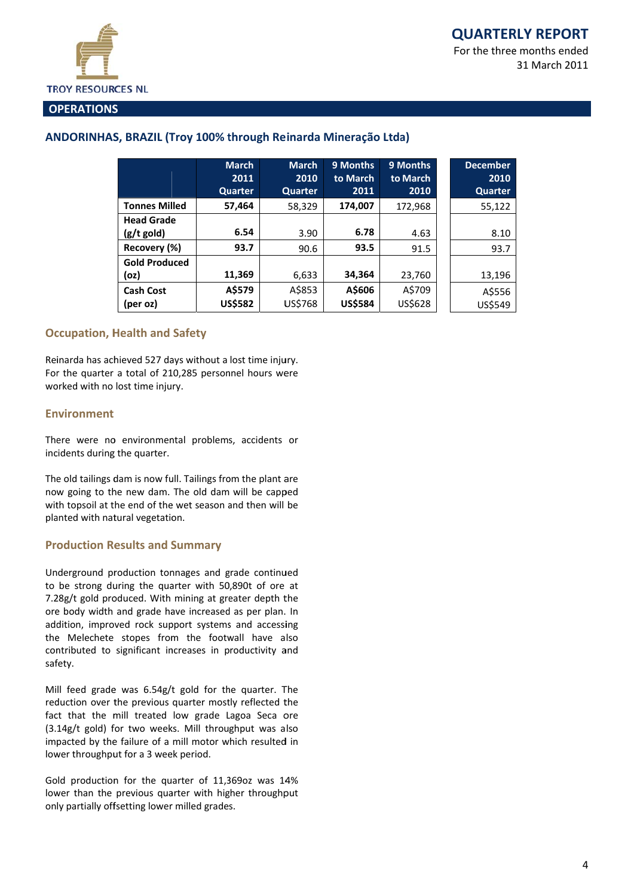## OPERATIONS

### ANDORINHAS, BRAZIL (Troy 100% through Reinarda Mineração Ltda)

| | March 2011 Quarter | March 2010 Quarter | 9 Months to March 2011 | 9 Months to March 2010 | December 2010 Quarter |
|---|---|---|---|---|---|
| **Tonnes Milled** | **57,464** | 58,329 | **174,007** | 172,968 | 55,122 |
| **Head Grade (g/t gold)** | **6.54** | 3.90 | **6.78** | 4.63 | 8.10 |
| **Recovery (%)** | **93.7** | 90.6 | **93.5** | 91.5 | 93.7 |
| **Gold Produced (oz)** | **11,369** | 6,633 | **34,364** | 23,760 | 13,196 |
| **Cash Cost (per oz)** | **A$579 US$582** | A$853 US$768 | **A$606 US$584** | A$709 US$628 | A$556 US$549 |

### Occupation, Health and Safety

Reinarda has achieved 527 days without a lost time injury. For the quarter a total of 210,285 personnel hours were worked with no lost time injury.

### Environment

There were no environmental problems, accidents or incidents during the quarter.

The old tailings dam is now full. Tailings from the plant are now going to the new dam. The old dam will be capped with topsoil at the end of the wet season and then will be planted with natural vegetation.

### Production Results and Summary

Underground production tonnages and grade continued to be strong during the quarter with 50,890t of ore at 7.28g/t gold produced. With mining at greater depth the ore body width and grade have increased as per plan. In addition, improved rock support systems and accessing the Melechete stopes from the footwall have also contributed to significant increases in productivity and safety.

Mill feed grade was 6.54g/t gold for the quarter. The reduction over the previous quarter mostly reflected the fact that the mill treated low grade Lagoa Seca ore (3.14g/t gold) for two weeks. Mill throughput was also impacted by the failure of a mill motor which resulted in lower throughput for a 3 week period.

Gold production for the quarter of 11,369oz was 14% lower than the previous quarter with higher throughput only partially offsetting lower milled grades.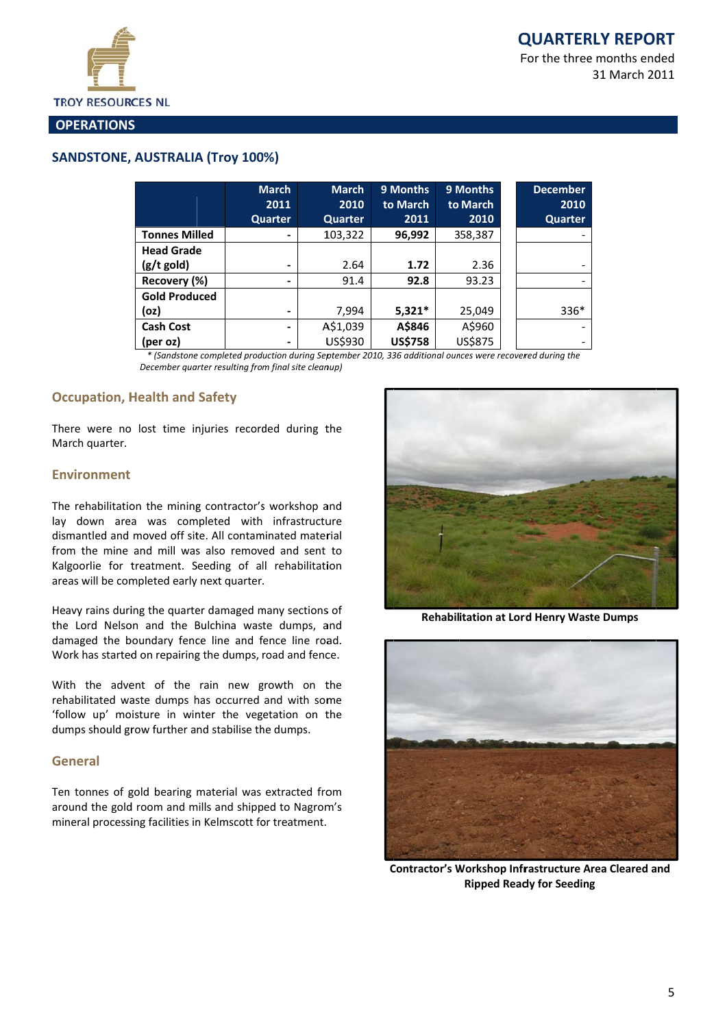# QUARTERLY REPORT

For the three months ended 31 March 2011

## OPERATIONS

### SANDSTONE, AUSTRALIA (Troy 100%)

| | March 2011 Quarter | March 2010 Quarter | 9 Months to March 2011 | 9 Months to March 2010 | December 2010 Quarter |
|---|---|---|---|---|---|
| **Tonnes Milled** | - | 103,322 | **96,992** | 358,387 | - |
| **Head Grade (g/t gold)** | - | 2.64 | **1.72** | 2.36 | - |
| **Recovery (%)** | - | 91.4 | **92.8** | 93.23 | - |
| **Gold Produced (oz)** | - | 7,994 | **5,321*** | 25,049 | 336* |
| **Cash Cost (per oz)** | - | A$1,039 | **A$846** | A$960 | - |
| | - | US$930 | **US$758** | US$875 | - |

*\* (Sandstone completed production during September 2010, 336 additional ounces were recovered during the December quarter resulting from final site cleanup)*

#### Occupation, Health and Safety

There were no lost time injuries recorded during the March quarter.

#### Environment

The rehabilitation the mining contractor's workshop and lay down area was completed with infrastructure dismantled and moved off site. All contaminated material from the mine and mill was also removed and sent to Kalgoorlie for treatment. Seeding of all rehabilitation areas will be completed early next quarter.

Heavy rains during the quarter damaged many sections of the Lord Nelson and the Bulchina waste dumps, and damaged the boundary fence line and fence line road. Work has started on repairing the dumps, road and fence.

With the advent of the rain new growth on the rehabilitated waste dumps has occurred and with some 'follow up' moisture in winter the vegetation on the dumps should grow further and stabilise the dumps.

#### General

Ten tonnes of gold bearing material was extracted from around the gold room and mills and shipped to Nagrom's mineral processing facilities in Kelmscott for treatment.

**Rehabilitation at Lord Henry Waste Dumps**

**Contractor's Workshop Infrastructure Area Cleared and Ripped Ready for Seeding**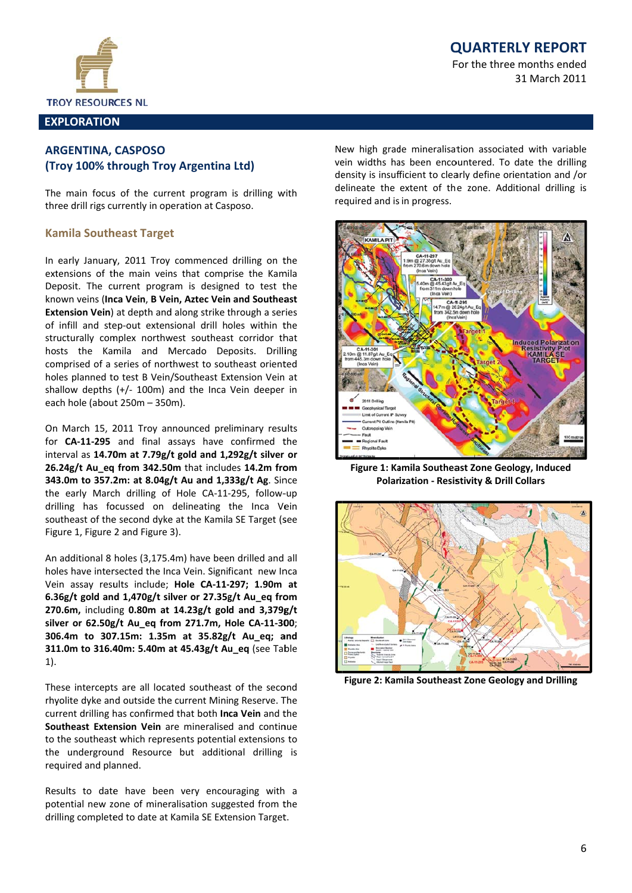## EXPLORATION

### ARGENTINA, CASPOSO
### (Troy 100% through Troy Argentina Ltd)

The main focus of the current program is drilling with three drill rigs currently in operation at Casposo.

#### Kamila Southeast Target

In early January, 2011 Troy commenced drilling on the extensions of the main veins that comprise the Kamila Deposit. The current program is designed to test the known veins (**Inca Vein**, **B Vein, Aztec Vein and Southeast Extension Vein**) at depth and along strike through a series of infill and step-out extensional drill holes within the structurally complex northwest southeast corridor that hosts the Kamila and Mercado Deposits. Drilling comprised of a series of northwest to southeast oriented holes planned to test B Vein/Southeast Extension Vein at shallow depths (+/- 100m) and the Inca Vein deeper in each hole (about 250m – 350m).

On March 15, 2011 Troy announced preliminary results for **CA-11-295** and final assays have confirmed the interval as **14.70m at 7.79g/t gold and 1,292g/t silver or 26.24g/t Au_eq from 342.50m** that includes **14.2m from 343.0m to 357.2m: at 8.04g/t Au and 1,333g/t Ag**. Since the early March drilling of Hole CA-11-295, follow-up drilling has focussed on delineating the Inca Vein southeast of the second dyke at the Kamila SE Target (see Figure 1, Figure 2 and Figure 3).

An additional 8 holes (3,175.4m) have been drilled and all holes have intersected the Inca Vein. Significant new Inca Vein assay results include; **Hole CA-11-297; 1.90m at 6.36g/t gold and 1,470g/t silver or 27.35g/t Au_eq from 270.6m,** including **0.80m at 14.23g/t gold and 3,379g/t silver or 62.50g/t Au_eq from 271.7m, Hole CA-11-300**; **306.4m to 307.15m: 1.35m at 35.82g/t Au_eq; and 311.0m to 316.40m: 5.40m at 45.43g/t Au_eq** (see Table 1).

These intercepts are all located southeast of the second rhyolite dyke and outside the current Mining Reserve. The current drilling has confirmed that both **Inca Vein** and the **Southeast Extension Vein** are mineralised and continue to the southeast which represents potential extensions to the underground Resource but additional drilling is required and planned.

Results to date have been very encouraging with a potential new zone of mineralisation suggested from the drilling completed to date at Kamila SE Extension Target.

New high grade mineralisation associated with variable vein widths has been encountered. To date the drilling density is insufficient to clearly define orientation and /or delineate the extent of the zone. Additional drilling is required and is in progress.

**Figure 1: Kamila Southeast Zone Geology, Induced Polarization - Resistivity & Drill Collars**

**Figure 2: Kamila Southeast Zone Geology and Drilling**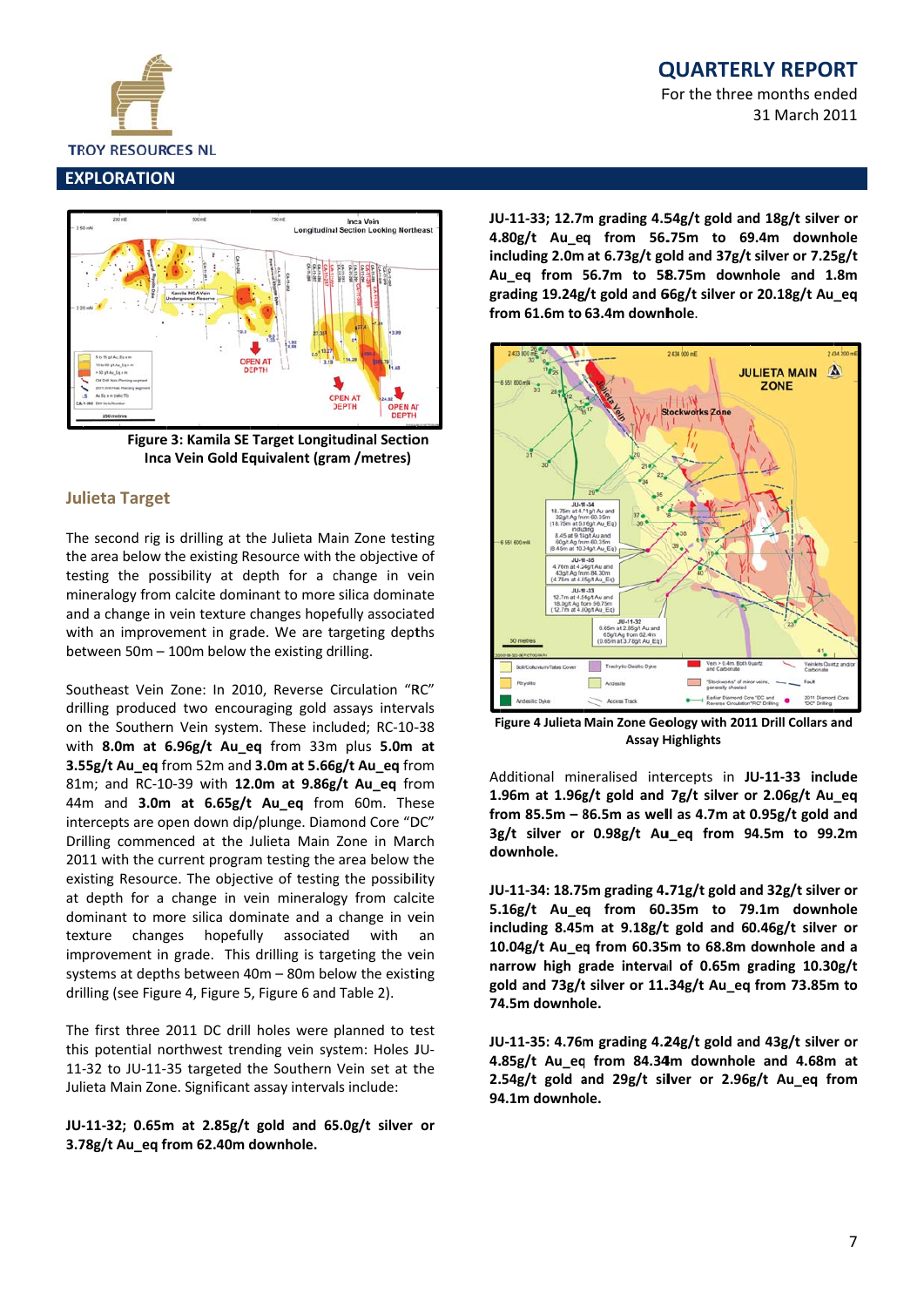## EXPLORATION

Figure 3: Kamila SE Target Longitudinal Section Inca Vein Gold Equivalent (gram /metres)

### Julieta Target

The second rig is drilling at the Julieta Main Zone testing the area below the existing Resource with the objective of testing the possibility at depth for a change in vein mineralogy from calcite dominant to more silica dominate and a change in vein texture changes hopefully associated with an improvement in grade. We are targeting depths between 50m – 100m below the existing drilling.

Southeast Vein Zone: In 2010, Reverse Circulation "RC" drilling produced two encouraging gold assays intervals on the Southern Vein system. These included; RC-10-38 with **8.0m at 6.96g/t Au_eq** from 33m plus **5.0m at 3.55g/t Au_eq** from 52m and **3.0m at 5.66g/t Au_eq** from 81m; and RC-10-39 with **12.0m at 9.86g/t Au_eq** from 44m and **3.0m at 6.65g/t Au_eq** from 60m. These intercepts are open down dip/plunge. Diamond Core "DC" Drilling commenced at the Julieta Main Zone in March 2011 with the current program testing the area below the existing Resource. The objective of testing the possibility at depth for a change in vein mineralogy from calcite dominant to more silica dominate and a change in vein texture changes hopefully associated with an improvement in grade. This drilling is targeting the vein systems at depths between 40m – 80m below the existing drilling (see Figure 4, Figure 5, Figure 6 and Table 2).

The first three 2011 DC drill holes were planned to test this potential northwest trending vein system: Holes JU-11-32 to JU-11-35 targeted the Southern Vein set at the Julieta Main Zone. Significant assay intervals include:

**JU-11-32; 0.65m at 2.85g/t gold and 65.0g/t silver or 3.78g/t Au_eq from 62.40m downhole.**

**JU-11-33; 12.7m grading 4.54g/t gold and 18g/t silver or 4.80g/t Au_eq from 56.75m to 69.4m downhole including 2.0m at 6.73g/t gold and 37g/t silver or 7.25g/t Au_eq from 56.7m to 58.75m downhole and 1.8m grading 19.24g/t gold and 66g/t silver or 20.18g/t Au_eq from 61.6m to 63.4m downhole.**

Figure 4 Julieta Main Zone Geology with 2011 Drill Collars and Assay Highlights

Additional mineralised intercepts in **JU-11-33 include 1.96m at 1.96g/t gold and 7g/t silver or 2.06g/t Au_eq from 85.5m – 86.5m as well as 4.7m at 0.95g/t gold and 3g/t silver or 0.98g/t Au_eq from 94.5m to 99.2m downhole.**

**JU-11-34: 18.75m grading 4.71g/t gold and 32g/t silver or 5.16g/t Au_eq from 60.35m to 79.1m downhole including 8.45m at 9.18g/t gold and 60.46g/t silver or 10.04g/t Au_eq from 60.35m to 68.8m downhole and a narrow high grade interval of 0.65m grading 10.30g/t gold and 73g/t silver or 11.34g/t Au_eq from 73.85m to 74.5m downhole.**

**JU-11-35: 4.76m grading 4.24g/t gold and 43g/t silver or 4.85g/t Au_eq from 84.34m downhole and 4.68m at 2.54g/t gold and 29g/t silver or 2.96g/t Au_eq from 94.1m downhole.**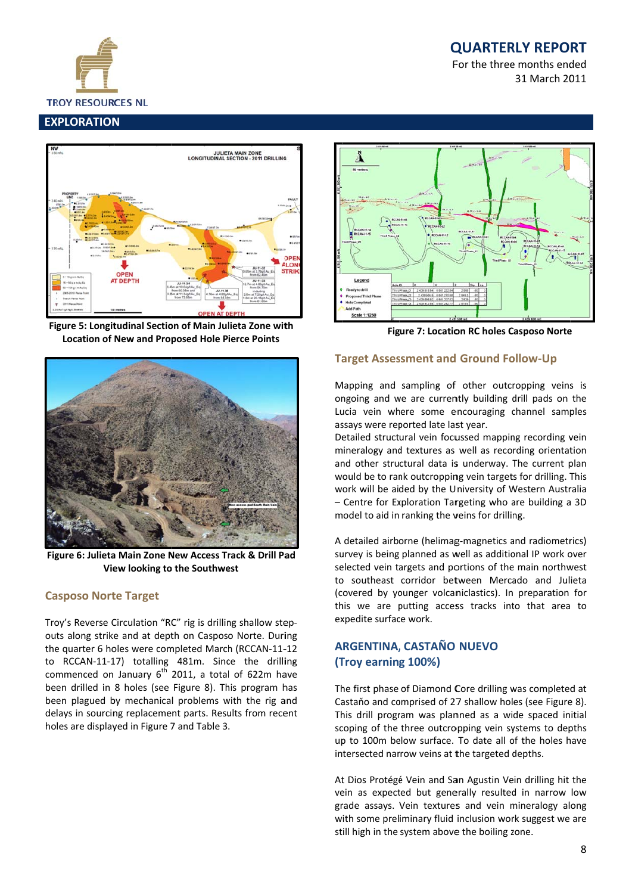## EXPLORATION

Figure 5: Longitudinal Section of Main Julieta Zone with Location of New and Proposed Hole Pierce Points

Figure 6: Julieta Main Zone New Access Track & Drill Pad View looking to the Southwest

### Casposo Norte Target

Troy's Reverse Circulation "RC" rig is drilling shallow step-outs along strike and at depth on Casposo Norte. During the quarter 6 holes were completed March (RCCAN-11-12 to RCCAN-11-17) totalling 481m. Since the drilling commenced on January 6th 2011, a total of 622m have been drilled in 8 holes (see Figure 8). This program has been plagued by mechanical problems with the rig and delays in sourcing replacement parts. Results from recent holes are displayed in Figure 7 and Table 3.

Figure 7: Location RC holes Casposo Norte

### Target Assessment and Ground Follow-Up

Mapping and sampling of other outcropping veins is ongoing and we are currently building drill pads on the Lucia vein where some encouraging channel samples assays were reported late last year.

Detailed structural vein focussed mapping recording vein mineralogy and textures as well as recording orientation and other structural data is underway. The current plan would be to rank outcropping vein targets for drilling. This work will be aided by the University of Western Australia – Centre for Exploration Targeting who are building a 3D model to aid in ranking the veins for drilling.

A detailed airborne (helimag-magnetics and radiometrics) survey is being planned as well as additional IP work over selected vein targets and portions of the main northwest to southeast corridor between Mercado and Julieta (covered by younger volcaniclastics). In preparation for this we are putting access tracks into that area to expedite surface work.

## ARGENTINA, CASTAÑO NUEVO (Troy earning 100%)

The first phase of Diamond Core drilling was completed at Castaño and comprised of 27 shallow holes (see Figure 8). This drill program was planned as a wide spaced initial scoping of the three outcropping vein systems to depths up to 100m below surface. To date all of the holes have intersected narrow veins at the targeted depths.

At Dios Protégé Vein and San Agustin Vein drilling hit the vein as expected but generally resulted in narrow low grade assays. Vein textures and vein mineralogy along with some preliminary fluid inclusion work suggest we are still high in the system above the boiling zone.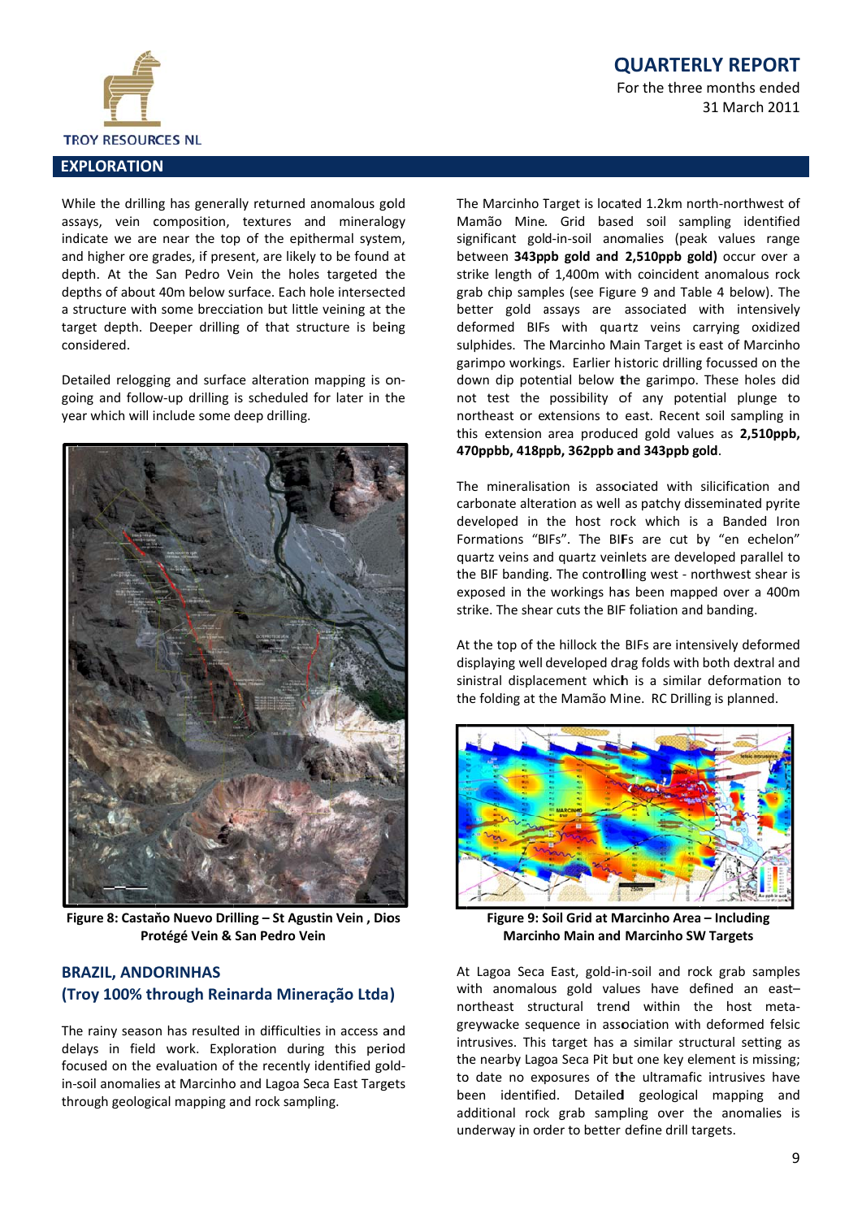## EXPLORATION

While the drilling has generally returned anomalous gold assays, vein composition, textures and mineralogy indicate we are near the top of the epithermal system, and higher ore grades, if present, are likely to be found at depth. At the San Pedro Vein the holes targeted the depths of about 40m below surface. Each hole intersected a structure with some brecciation but little veining at the target depth. Deeper drilling of that structure is being considered.

Detailed relogging and surface alteration mapping is on-going and follow-up drilling is scheduled for later in the year which will include some deep drilling.

**Figure 8: Castaño Nuevo Drilling – St Agustin Vein , Dios Protégé Vein & San Pedro Vein**

### BRAZIL, ANDORINHAS (Troy 100% through Reinarda Mineração Ltda)

The rainy season has resulted in difficulties in access and delays in field work. Exploration during this period focused on the evaluation of the recently identified gold-in-soil anomalies at Marcinho and Lagoa Seca East Targets through geological mapping and rock sampling.

The Marcinho Target is located 1.2km north-northwest of Mamão Mine. Grid based soil sampling identified significant gold-in-soil anomalies (peak values range between **343ppb gold and 2,510ppb gold)** occur over a strike length of 1,400m with coincident anomalous rock grab chip samples (see Figure 9 and Table 4 below). The better gold assays are associated with intensively deformed BIFs with quartz veins carrying oxidized sulphides. The Marcinho Main Target is east of Marcinho garimpo workings. Earlier historic drilling focussed on the down dip potential below the garimpo. These holes did not test the possibility of any potential plunge to northeast or extensions to east. Recent soil sampling in this extension area produced gold values as **2,510ppb, 470ppbb, 418ppb, 362ppb and 343ppb gold**.

The mineralisation is associated with silicification and carbonate alteration as well as patchy disseminated pyrite developed in the host rock which is a Banded Iron Formations "BIFs". The BIFs are cut by "en echelon" quartz veins and quartz veinlets are developed parallel to the BIF banding. The controlling west - northwest shear is exposed in the workings has been mapped over a 400m strike. The shear cuts the BIF foliation and banding.

At the top of the hillock the BIFs are intensively deformed displaying well developed drag folds with both dextral and sinistral displacement which is a similar deformation to the folding at the Mamão Mine. RC Drilling is planned.

**Figure 9: Soil Grid at Marcinho Area – Including Marcinho Main and Marcinho SW Targets**

At Lagoa Seca East, gold-in-soil and rock grab samples with anomalous gold values have defined an east–northeast structural trend within the host meta-greywacke sequence in association with deformed felsic intrusives. This target has a similar structural setting as the nearby Lagoa Seca Pit but one key element is missing; to date no exposures of the ultramafic intrusives have been identified. Detailed geological mapping and additional rock grab sampling over the anomalies is underway in order to better define drill targets.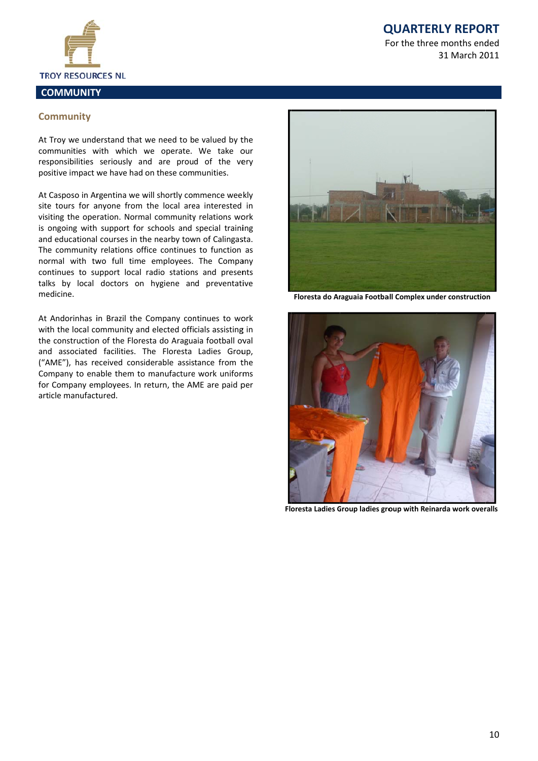## COMMUNITY

### Community

At Troy we understand that we need to be valued by the communities with which we operate. We take our responsibilities seriously and are proud of the very positive impact we have had on these communities.

At Casposo in Argentina we will shortly commence weekly site tours for anyone from the local area interested in visiting the operation. Normal community relations work is ongoing with support for schools and special training and educational courses in the nearby town of Calingasta. The community relations office continues to function as normal with two full time employees. The Company continues to support local radio stations and presents talks by local doctors on hygiene and preventative medicine.

At Andorinhas in Brazil the Company continues to work with the local community and elected officials assisting in the construction of the Floresta do Araguaia football oval and associated facilities. The Floresta Ladies Group, ("AME"), has received considerable assistance from the Company to enable them to manufacture work uniforms for Company employees. In return, the AME are paid per article manufactured.

**Floresta do Araguaia Football Complex under construction**

**Floresta Ladies Group ladies group with Reinarda work overalls**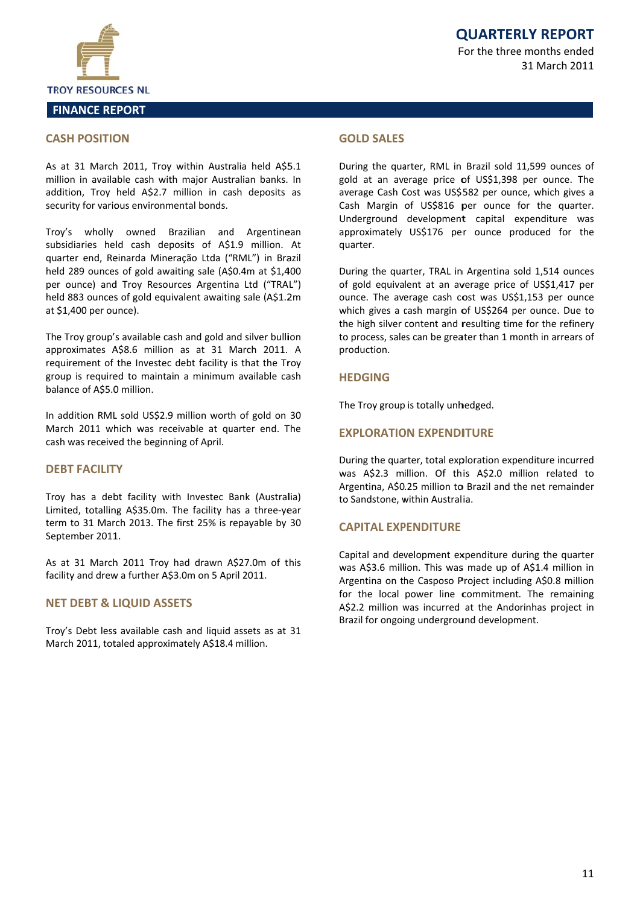# QUARTERLY REPORT

For the three months ended 31 March 2011

## FINANCE REPORT

### CASH POSITION

As at 31 March 2011, Troy within Australia held A$5.1 million in available cash with major Australian banks. In addition, Troy held A$2.7 million in cash deposits as security for various environmental bonds.

Troy's wholly owned Brazilian and Argentinean subsidiaries held cash deposits of A$1.9 million. At quarter end, Reinarda Mineração Ltda ("RML") in Brazil held 289 ounces of gold awaiting sale (A$0.4m at $1,400 per ounce) and Troy Resources Argentina Ltd ("TRAL") held 883 ounces of gold equivalent awaiting sale (A$1.2m at $1,400 per ounce).

The Troy group's available cash and gold and silver bullion approximates A$8.6 million as at 31 March 2011. A requirement of the Investec debt facility is that the Troy group is required to maintain a minimum available cash balance of A$5.0 million.

In addition RML sold US$2.9 million worth of gold on 30 March 2011 which was receivable at quarter end. The cash was received the beginning of April.

### DEBT FACILITY

Troy has a debt facility with Investec Bank (Australia) Limited, totalling A$35.0m. The facility has a three-year term to 31 March 2013. The first 25% is repayable by 30 September 2011.

As at 31 March 2011 Troy had drawn A$27.0m of this facility and drew a further A$3.0m on 5 April 2011.

### NET DEBT & LIQUID ASSETS

Troy's Debt less available cash and liquid assets as at 31 March 2011, totaled approximately A$18.4 million.

### GOLD SALES

During the quarter, RML in Brazil sold 11,599 ounces of gold at an average price of US$1,398 per ounce. The average Cash Cost was US$582 per ounce, which gives a Cash Margin of US$816 per ounce for the quarter. Underground development capital expenditure was approximately US$176 per ounce produced for the quarter.

During the quarter, TRAL in Argentina sold 1,514 ounces of gold equivalent at an average price of US$1,417 per ounce. The average cash cost was US$1,153 per ounce which gives a cash margin of US$264 per ounce. Due to the high silver content and resulting time for the refinery to process, sales can be greater than 1 month in arrears of production.

### HEDGING

The Troy group is totally unhedged.

### EXPLORATION EXPENDITURE

During the quarter, total exploration expenditure incurred was A$2.3 million. Of this A$2.0 million related to Argentina, A$0.25 million to Brazil and the net remainder to Sandstone, within Australia.

### CAPITAL EXPENDITURE

Capital and development expenditure during the quarter was A$3.6 million. This was made up of A$1.4 million in Argentina on the Casposo Project including A$0.8 million for the local power line commitment. The remaining A$2.2 million was incurred at the Andorinhas project in Brazil for ongoing underground development.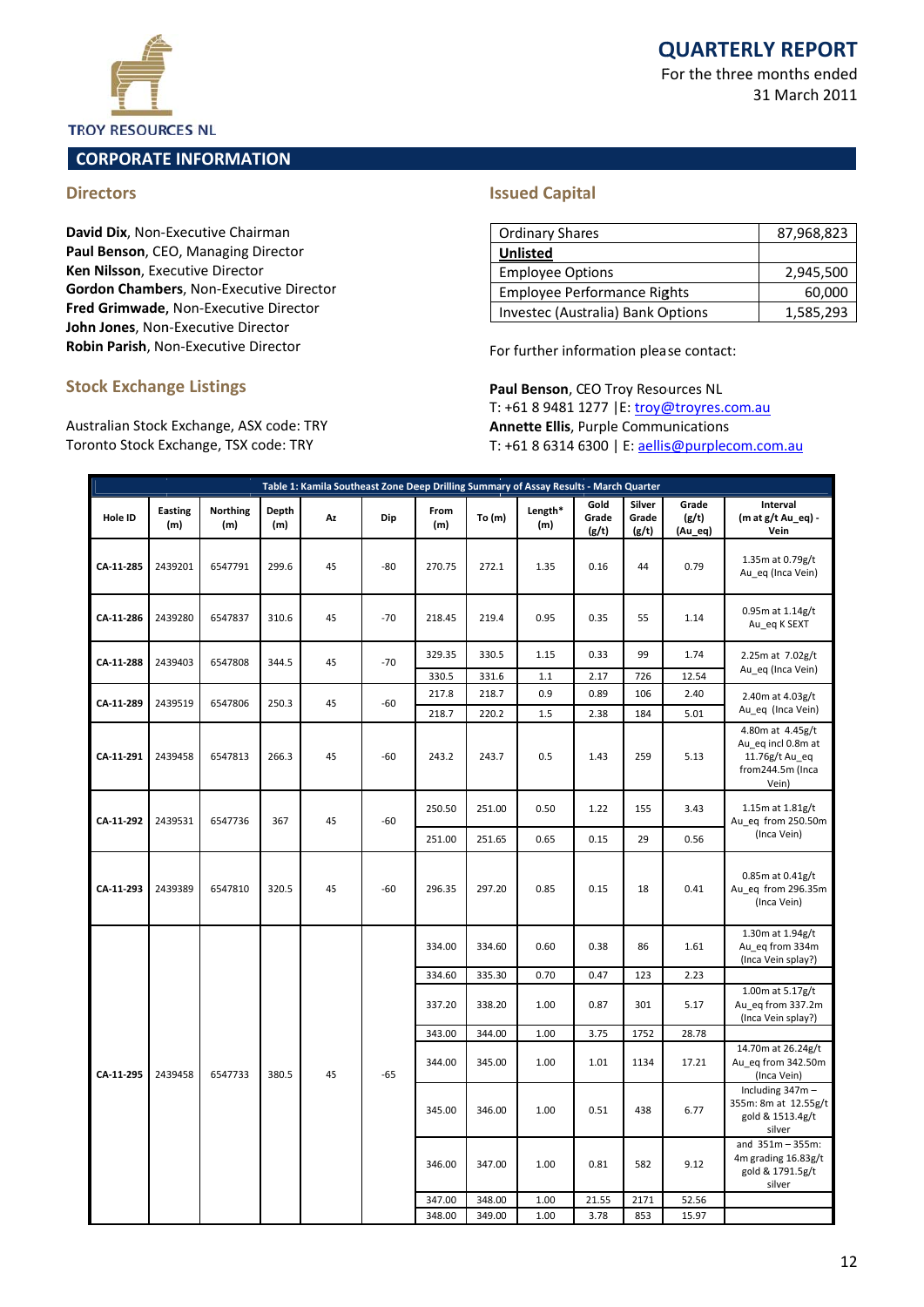TROY RESOURCES NL

# QUARTERLY REPORT

For the three months ended
31 March 2011

## CORPORATE INFORMATION

### Directors

**David Dix**, Non-Executive Chairman
**Paul Benson**, CEO, Managing Director
**Ken Nilsson**, Executive Director
**Gordon Chambers**, Non-Executive Director
**Fred Grimwade**, Non-Executive Director
**John Jones**, Non-Executive Director
**Robin Parish**, Non-Executive Director

### Stock Exchange Listings

Australian Stock Exchange, ASX code: TRY
Toronto Stock Exchange, TSX code: TRY

### Issued Capital

| Ordinary Shares | 87,968,823 |
|---|---|
| **Unlisted** | |
| Employee Options | 2,945,500 |
| Employee Performance Rights | 60,000 |
| Investec (Australia) Bank Options | 1,585,293 |

For further information please contact:

**Paul Benson**, CEO Troy Resources NL
T: +61 8 9481 1277 |E: troy@troyres.com.au
**Annette Ellis**, Purple Communications
T: +61 8 6314 6300 | E: aellis@purplecom.com.au

**Table 1: Kamila Southeast Zone Deep Drilling Summary of Assay Results - March Quarter**

| Hole ID | Easting (m) | Northing (m) | Depth (m) | Az | Dip | From (m) | To (m) | Length* (m) | Gold Grade (g/t) | Silver Grade (g/t) | Grade (g/t) (Au_eq) | Interval (m at g/t Au_eq) - Vein |
|---|---|---|---|---|---|---|---|---|---|---|---|---|
| CA-11-285 | 2439201 | 6547791 | 299.6 | 45 | -80 | 270.75 | 272.1 | 1.35 | 0.16 | 44 | 0.79 | 1.35m at 0.79g/t Au_eq (Inca Vein) |
| CA-11-286 | 2439280 | 6547837 | 310.6 | 45 | -70 | 218.45 | 219.4 | 0.95 | 0.35 | 55 | 1.14 | 0.95m at 1.14g/t Au_eq K SEXT |
| CA-11-288 | 2439403 | 6547808 | 344.5 | 45 | -70 | 329.35 | 330.5 | 1.15 | 0.33 | 99 | 1.74 | 2.25m at 7.02g/t Au_eq (Inca Vein) |
| | | | | | | 330.5 | 331.6 | 1.1 | 2.17 | 726 | 12.54 | |
| CA-11-289 | 2439519 | 6547806 | 250.3 | 45 | -60 | 217.8 | 218.7 | 0.9 | 0.89 | 106 | 2.40 | 2.40m at 4.03g/t Au_eq (Inca Vein) |
| | | | | | | 218.7 | 220.2 | 1.5 | 2.38 | 184 | 5.01 | |
| CA-11-291 | 2439458 | 6547813 | 266.3 | 45 | -60 | 243.2 | 243.7 | 0.5 | 1.43 | 259 | 5.13 | 4.80m at 4.45g/t Au_eq incl 0.8m at 11.76g/t Au_eq from244.5m (Inca Vein) |
| CA-11-292 | 2439531 | 6547736 | 367 | 45 | -60 | 250.50 | 251.00 | 0.50 | 1.22 | 155 | 3.43 | 1.15m at 1.81g/t Au_eq from 250.50m (Inca Vein) |
| | | | | | | 251.00 | 251.65 | 0.65 | 0.15 | 29 | 0.56 | |
| CA-11-293 | 2439389 | 6547810 | 320.5 | 45 | -60 | 296.35 | 297.20 | 0.85 | 0.15 | 18 | 0.41 | 0.85m at 0.41g/t Au_eq from 296.35m (Inca Vein) |
| CA-11-295 | 2439458 | 6547733 | 380.5 | 45 | -65 | 334.00 | 334.60 | 0.60 | 0.38 | 86 | 1.61 | 1.30m at 1.94g/t Au_eq from 334m (Inca Vein splay?) |
| | | | | | | 334.60 | 335.30 | 0.70 | 0.47 | 123 | 2.23 | |
| | | | | | | 337.20 | 338.20 | 1.00 | 0.87 | 301 | 5.17 | 1.00m at 5.17g/t Au_eq from 337.2m (Inca Vein splay?) |
| | | | | | | 343.00 | 344.00 | 1.00 | 3.75 | 1752 | 28.78 | |
| | | | | | | 344.00 | 345.00 | 1.00 | 1.01 | 1134 | 17.21 | 14.70m at 26.24g/t Au_eq from 342.50m (Inca Vein) |
| | | | | | | 345.00 | 346.00 | 1.00 | 0.51 | 438 | 6.77 | Including 347m – 355m: 8m at 12.55g/t gold & 1513.4g/t silver |
| | | | | | | 346.00 | 347.00 | 1.00 | 0.81 | 582 | 9.12 | and 351m – 355m: 4m grading 16.83g/t gold & 1791.5g/t silver |
| | | | | | | 347.00 | 348.00 | 1.00 | 21.55 | 2171 | 52.56 | |
| | | | | | | 348.00 | 349.00 | 1.00 | 3.78 | 853 | 15.97 | |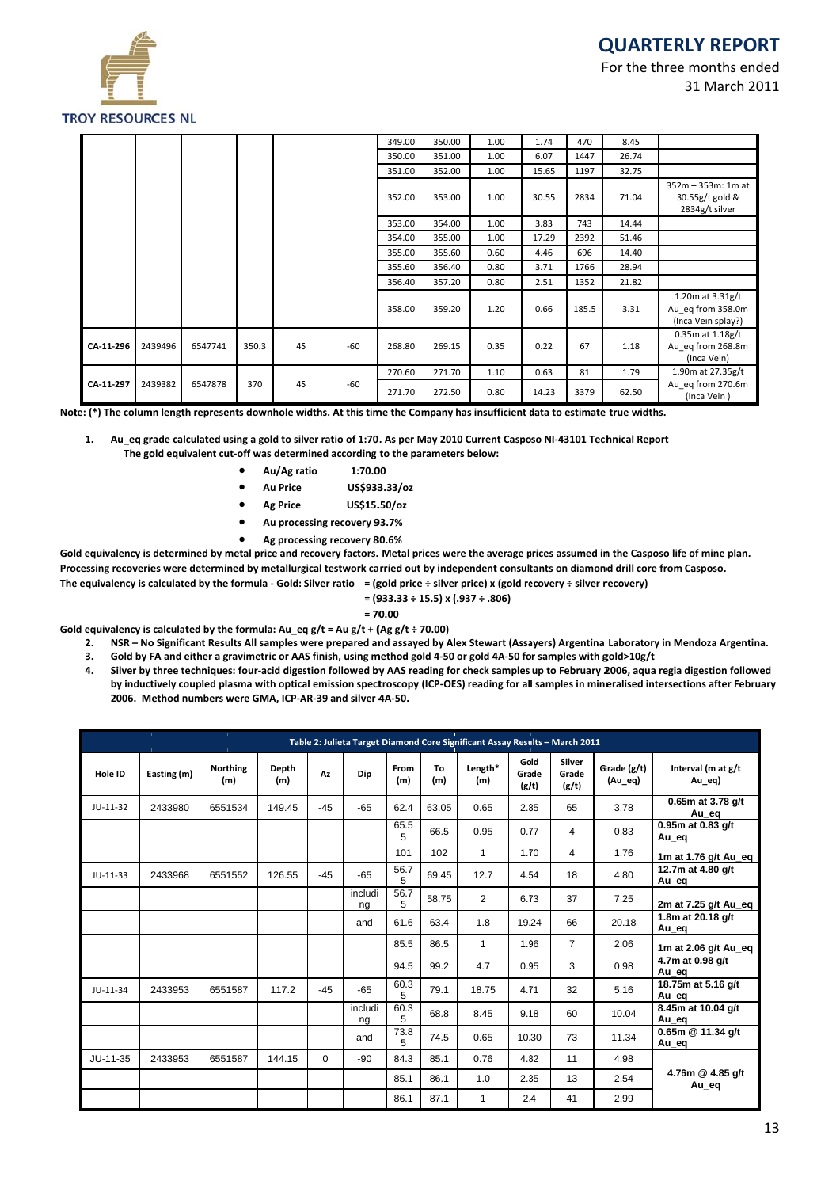| | | | | | | 349.00 | 350.00 | 1.00 | 1.74 | 470 | 8.45 | |
|---|---|---|---|---|---|---|---|---|---|---|---|---|
| | | | | | | 350.00 | 351.00 | 1.00 | 6.07 | 1447 | 26.74 | |
| | | | | | | 351.00 | 352.00 | 1.00 | 15.65 | 1197 | 32.75 | |
| | | | | | | 352.00 | 353.00 | 1.00 | 30.55 | 2834 | 71.04 | 352m – 353m: 1m at 30.55g/t gold & 2834g/t silver |
| | | | | | | 353.00 | 354.00 | 1.00 | 3.83 | 743 | 14.44 | |
| | | | | | | 354.00 | 355.00 | 1.00 | 17.29 | 2392 | 51.46 | |
| | | | | | | 355.00 | 355.60 | 0.60 | 4.46 | 696 | 14.40 | |
| | | | | | | 355.60 | 356.40 | 0.80 | 3.71 | 1766 | 28.94 | |
| | | | | | | 356.40 | 357.20 | 0.80 | 2.51 | 1352 | 21.82 | |
| | | | | | | 358.00 | 359.20 | 1.20 | 0.66 | 185.5 | 3.31 | 1.20m at 3.31g/t Au_eq from 358.0m (Inca Vein splay?) |
| CA-11-296 | 2439496 | 6547741 | 350.3 | 45 | -60 | 268.80 | 269.15 | 0.35 | 0.22 | 67 | 1.18 | 0.35m at 1.18g/t Au_eq from 268.8m (Inca Vein) |
| CA-11-297 | 2439382 | 6547878 | 370 | 45 | -60 | 270.60 | 271.70 | 1.10 | 0.63 | 81 | 1.79 | 1.90m at 27.35g/t Au_eq from 270.6m (Inca Vein ) |
| | | | | | | 271.70 | 272.50 | 0.80 | 14.23 | 3379 | 62.50 | |

**Note: (*) The column length represents downhole widths. At this time the Company has insufficient data to estimate true widths.**

1. **Au_eq grade calculated using a gold to silver ratio of 1:70. As per May 2010 Current Casposo NI-43101 Technical Report The gold equivalent cut-off was determined according to the parameters below:**
   - **Au/Ag ratio 1:70.00**
   - **Au Price US$933.33/oz**
   - **Ag Price US$15.50/oz**
   - **Au processing recovery 93.7%**
   - **Ag processing recovery 80.6%**

**Gold equivalency is determined by metal price and recovery factors. Metal prices were the average prices assumed in the Casposo life of mine plan. Processing recoveries were determined by metallurgical testwork carried out by independent consultants on diamond drill core from Casposo.**

**The equivalency is calculated by the formula - Gold: Silver ratio = (gold price ÷ silver price) x (gold recovery ÷ silver recovery)**

**= (933.33 ÷ 15.5) x (.937 ÷ .806)**

**= 70.00**

**Gold equivalency is calculated by the formula: Au_eq g/t = Au g/t + (Ag g/t ÷ 70.00)**

2. **NSR – No Significant Results All samples were prepared and assayed by Alex Stewart (Assayers) Argentina Laboratory in Mendoza Argentina.**
3. **Gold by FA and either a gravimetric or AAS finish, using method gold 4-50 or gold 4A-50 for samples with gold>10g/t**
4. **Silver by three techniques: four-acid digestion followed by AAS reading for check samples up to February 2006, aqua regia digestion followed by inductively coupled plasma with optical emission spectroscopy (ICP-OES) reading for all samples in mineralised intersections after February 2006. Method numbers were GMA, ICP-AR-39 and silver 4A-50.**

**Table 2: Julieta Target Diamond Core Significant Assay Results – March 2011**

| Hole ID | Easting (m) | Northing (m) | Depth (m) | Az | Dip | From (m) | To (m) | Length* (m) | Gold Grade (g/t) | Silver Grade (g/t) | Grade (g/t) (Au_eq) | Interval (m at g/t Au_eq) |
|---|---|---|---|---|---|---|---|---|---|---|---|---|
| JU-11-32 | 2433980 | 6551534 | 149.45 | -45 | -65 | 62.4 | 63.05 | 0.65 | 2.85 | 65 | 3.78 | 0.65m at 3.78 g/t Au_eq |
| | | | | | | 65.55 | 66.5 | 0.95 | 0.77 | 4 | 0.83 | 0.95m at 0.83 g/t Au_eq |
| | | | | | | 101 | 102 | 1 | 1.70 | 4 | 1.76 | 1m at 1.76 g/t Au_eq |
| JU-11-33 | 2433968 | 6551552 | 126.55 | -45 | -65 | 56.75 | 69.45 | 12.7 | 4.54 | 18 | 4.80 | 12.7m at 4.80 g/t Au_eq |
| | | | | | including | 56.75 | 58.75 | 2 | 6.73 | 37 | 7.25 | 2m at 7.25 g/t Au_eq |
| | | | | | and | 61.6 | 63.4 | 1.8 | 19.24 | 66 | 20.18 | 1.8m at 20.18 g/t Au_eq |
| | | | | | | 85.5 | 86.5 | 1 | 1.96 | 7 | 2.06 | 1m at 2.06 g/t Au_eq |
| | | | | | | 94.5 | 99.2 | 4.7 | 0.95 | 3 | 0.98 | 4.7m at 0.98 g/t Au_eq |
| JU-11-34 | 2433953 | 6551587 | 117.2 | -45 | -65 | 60.35 | 79.1 | 18.75 | 4.71 | 32 | 5.16 | 18.75m at 5.16 g/t Au_eq |
| | | | | | including | 60.35 | 68.8 | 8.45 | 9.18 | 60 | 10.04 | 8.45m at 10.04 g/t Au_eq |
| | | | | | and | 73.85 | 74.5 | 0.65 | 10.30 | 73 | 11.34 | 0.65m @ 11.34 g/t Au_eq |
| JU-11-35 | 2433953 | 6551587 | 144.15 | 0 | -90 | 84.3 | 85.1 | 0.76 | 4.82 | 11 | 4.98 | 4.76m @ 4.85 g/t Au_eq |
| | | | | | | 85.1 | 86.1 | 1.0 | 2.35 | 13 | 2.54 | |
| | | | | | | 86.1 | 87.1 | 1 | 2.4 | 41 | 2.99 | |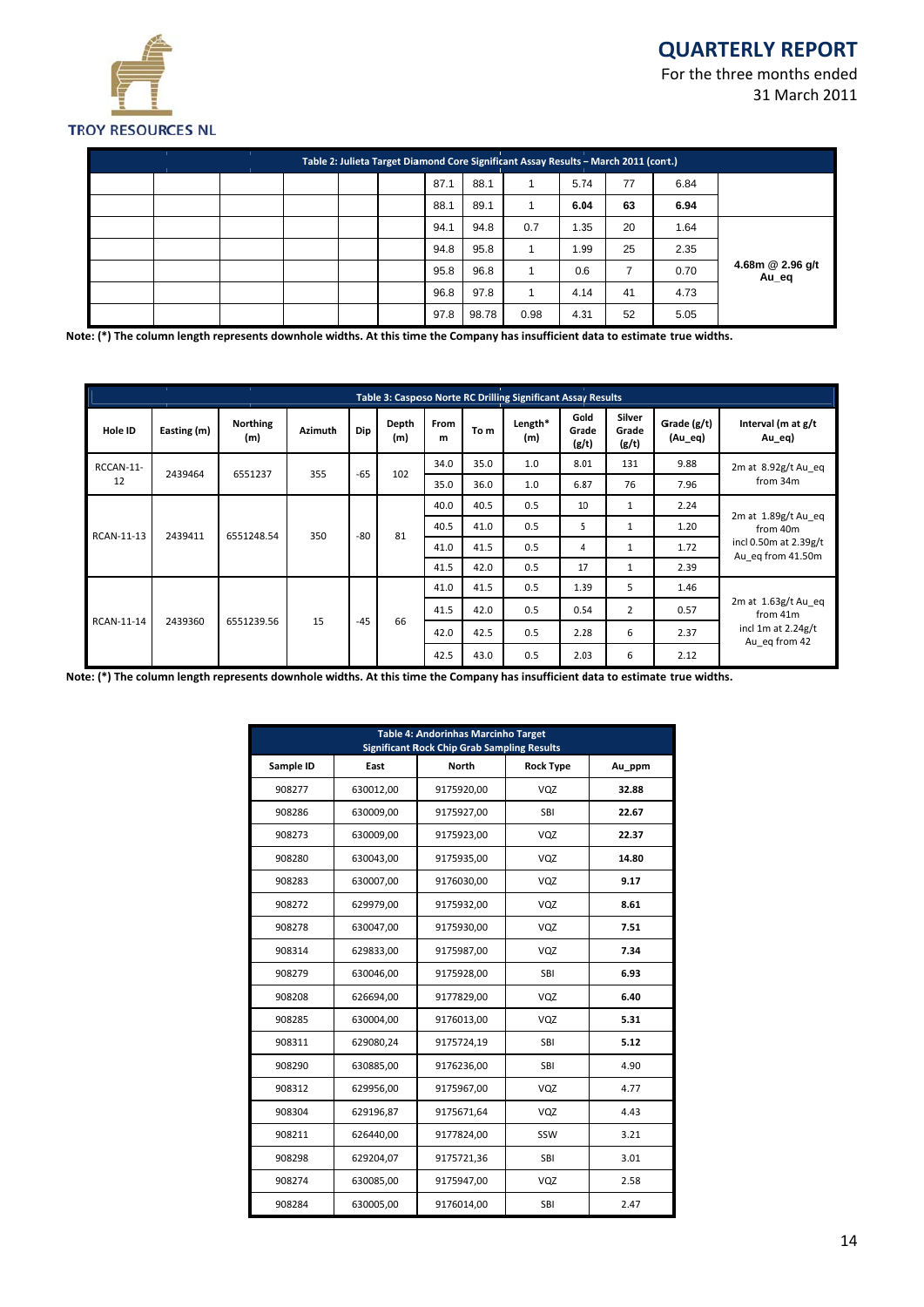| Table 2: Julieta Target Diamond Core Significant Assay Results – March 2011 (cont.) | | | | | | | | | | | | |
|---|---|---|---|---|---|---|---|---|---|---|---|---|
| | | | | | | 87.1 | 88.1 | 1 | 5.74 | 77 | 6.84 | |
| | | | | | | 88.1 | 89.1 | 1 | **6.04** | **63** | **6.94** | |
| | | | | | | 94.1 | 94.8 | 0.7 | 1.35 | 20 | 1.64 | |
| | | | | | | 94.8 | 95.8 | 1 | 1.99 | 25 | 2.35 | |
| | | | | | | 95.8 | 96.8 | 1 | 0.6 | 7 | 0.70 | **4.68m @ 2.96 g/t Au_eq** |
| | | | | | | 96.8 | 97.8 | 1 | 4.14 | 41 | 4.73 | |
| | | | | | | 97.8 | 98.78 | 0.98 | 4.31 | 52 | 5.05 | |

**Note: (*) The column length represents downhole widths. At this time the Company has insufficient data to estimate true widths.**

| Table 3: Casposo Norte RC Drilling Significant Assay Results | | | | | | | | | | | | |
|---|---|---|---|---|---|---|---|---|---|---|---|---|
| **Hole ID** | **Easting (m)** | **Northing (m)** | **Azimuth** | **Dip** | **Depth (m)** | **From m** | **To m** | **Length* (m)** | **Gold Grade (g/t)** | **Silver Grade (g/t)** | **Grade (g/t) (Au_eq)** | **Interval (m at g/t Au_eq)** |
| RCCAN-11-12 | 2439464 | 6551237 | 355 | -65 | 102 | 34.0 | 35.0 | 1.0 | 8.01 | 131 | 9.88 | 2m at 8.92g/t Au_eq from 34m |
| | | | | | | 35.0 | 36.0 | 1.0 | 6.87 | 76 | 7.96 | |
| RCAN-11-13 | 2439411 | 6551248.54 | 350 | -80 | 81 | 40.0 | 40.5 | 0.5 | 10 | 1 | 2.24 | 2m at 1.89g/t Au_eq from 40m incl 0.50m at 2.39g/t Au_eq from 41.50m |
| | | | | | | 40.5 | 41.0 | 0.5 | 5 | 1 | 1.20 | |
| | | | | | | 41.0 | 41.5 | 0.5 | 4 | 1 | 1.72 | |
| | | | | | | 41.5 | 42.0 | 0.5 | 17 | 1 | 2.39 | |
| RCAN-11-14 | 2439360 | 6551239.56 | 15 | -45 | 66 | 41.0 | 41.5 | 0.5 | 1.39 | 5 | 1.46 | 2m at 1.63g/t Au_eq from 41m incl 1m at 2.24g/t Au_eq from 42 |
| | | | | | | 41.5 | 42.0 | 0.5 | 0.54 | 2 | 0.57 | |
| | | | | | | 42.0 | 42.5 | 0.5 | 2.28 | 6 | 2.37 | |
| | | | | | | 42.5 | 43.0 | 0.5 | 2.03 | 6 | 2.12 | |

**Note: (*) The column length represents downhole widths. At this time the Company has insufficient data to estimate true widths.**

| Table 4: Andorinhas Marcinho Target Significant Rock Chip Grab Sampling Results | | | | |
|---|---|---|---|---|
| **Sample ID** | **East** | **North** | **Rock Type** | **Au_ppm** |
| 908277 | 630012,00 | 9175920,00 | VQZ | **32.88** |
| 908286 | 630009,00 | 9175927,00 | SBI | **22.67** |
| 908273 | 630009,00 | 9175923,00 | VQZ | **22.37** |
| 908280 | 630043,00 | 9175935,00 | VQZ | **14.80** |
| 908283 | 630007,00 | 9176030,00 | VQZ | **9.17** |
| 908272 | 629979,00 | 9175932,00 | VQZ | **8.61** |
| 908278 | 630047,00 | 9175930,00 | VQZ | **7.51** |
| 908314 | 629833,00 | 9175987,00 | VQZ | **7.34** |
| 908279 | 630046,00 | 9175928,00 | SBI | **6.93** |
| 908208 | 626694,00 | 9177829,00 | VQZ | **6.40** |
| 908285 | 630004,00 | 9176013,00 | VQZ | **5.31** |
| 908311 | 629080,24 | 9175724,19 | SBI | **5.12** |
| 908290 | 630885,00 | 9176236,00 | SBI | 4.90 |
| 908312 | 629956,00 | 9175967,00 | VQZ | 4.77 |
| 908304 | 629196,87 | 9175671,64 | VQZ | 4.43 |
| 908211 | 626440,00 | 9177824,00 | SSW | 3.21 |
| 908298 | 629204,07 | 9175721,36 | SBI | 3.01 |
| 908274 | 630085,00 | 9175947,00 | VQZ | 2.58 |
| 908284 | 630005,00 | 9176014,00 | SBI | 2.47 |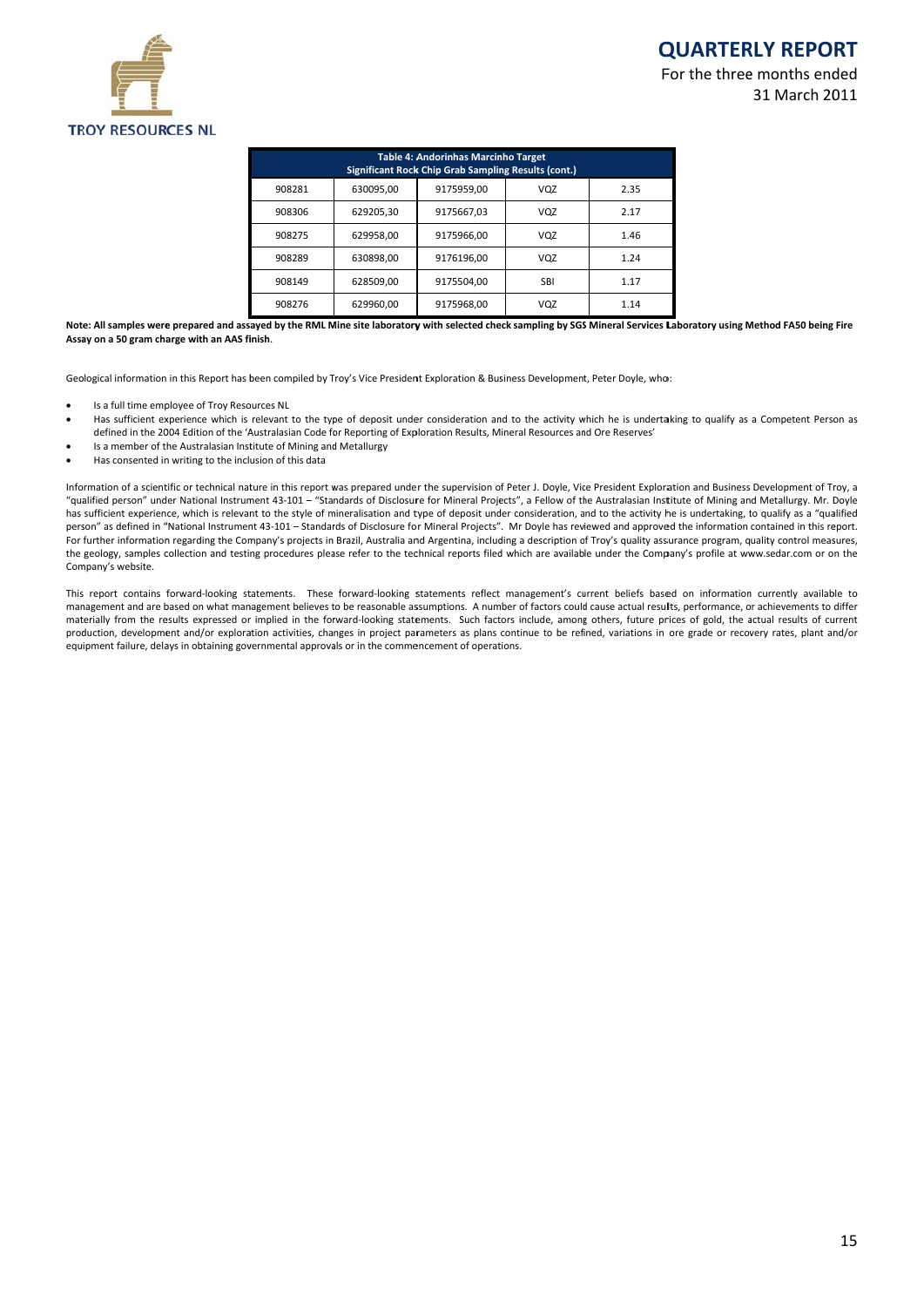| Table 4: Andorinhas Marcinho Target Significant Rock Chip Grab Sampling Results (cont.) | | | | |
|---|---|---|---|---|
| 908281 | 630095,00 | 9175959,00 | VQZ | 2.35 |
| 908306 | 629205,30 | 9175667,03 | VQZ | 2.17 |
| 908275 | 629958,00 | 9175966,00 | VQZ | 1.46 |
| 908289 | 630898,00 | 9176196,00 | VQZ | 1.24 |
| 908149 | 628509,00 | 9175504,00 | SBI | 1.17 |
| 908276 | 629960,00 | 9175968,00 | VQZ | 1.14 |

**Note: All samples were prepared and assayed by the RML Mine site laboratory with selected check sampling by SGS Mineral Services Laboratory using Method FA50 being Fire Assay on a 50 gram charge with an AAS finish**.

Geological information in this Report has been compiled by Troy's Vice President Exploration & Business Development, Peter Doyle, who:

- Is a full time employee of Troy Resources NL
- Has sufficient experience which is relevant to the type of deposit under consideration and to the activity which he is undertaking to qualify as a Competent Person as defined in the 2004 Edition of the 'Australasian Code for Reporting of Exploration Results, Mineral Resources and Ore Reserves'
- Is a member of the Australasian Institute of Mining and Metallurgy
- Has consented in writing to the inclusion of this data

Information of a scientific or technical nature in this report was prepared under the supervision of Peter J. Doyle, Vice President Exploration and Business Development of Troy, a "qualified person" under National Instrument 43-101 – "Standards of Disclosure for Mineral Projects", a Fellow of the Australasian Institute of Mining and Metallurgy. Mr. Doyle has sufficient experience, which is relevant to the style of mineralisation and type of deposit under consideration, and to the activity he is undertaking, to qualify as a "qualified person" as defined in "National Instrument 43-101 – Standards of Disclosure for Mineral Projects". Mr Doyle has reviewed and approved the information contained in this report. For further information regarding the Company's projects in Brazil, Australia and Argentina, including a description of Troy's quality assurance program, quality control measures, the geology, samples collection and testing procedures please refer to the technical reports filed which are available under the Company's profile at www.sedar.com or on the Company's website.

This report contains forward-looking statements. These forward-looking statements reflect management's current beliefs based on information currently available to management and are based on what management believes to be reasonable assumptions. A number of factors could cause actual results, performance, or achievements to differ materially from the results expressed or implied in the forward-looking statements. Such factors include, among others, future prices of gold, the actual results of current production, development and/or exploration activities, changes in project parameters as plans continue to be refined, variations in ore grade or recovery rates, plant and/or equipment failure, delays in obtaining governmental approvals or in the commencement of operations.